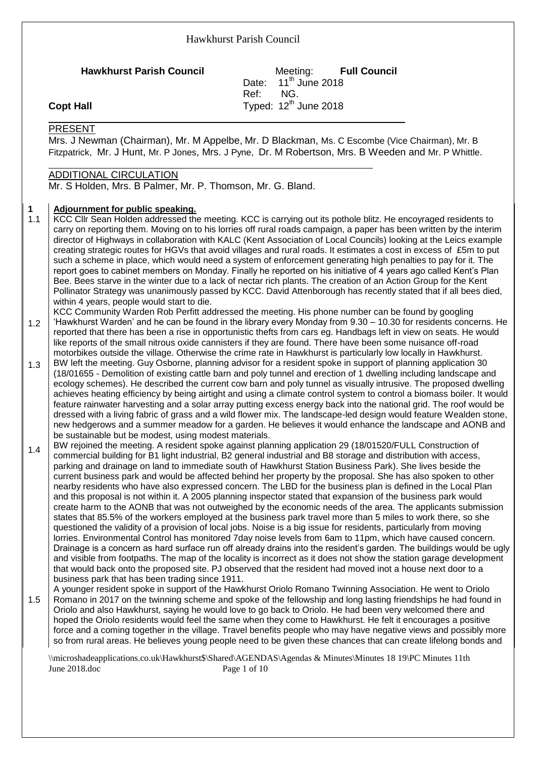**Hawkhurst Parish Council** Meeting: **Full Council**
Date: 11th June 2018
Ref: NG.
**Copt Hall** Typed: 12th June 2018

## PRESENT

Mrs. J Newman (Chairman), Mr. M Appelbe, Mr. D Blackman, Ms. C Escombe (Vice Chairman), Mr. B Fitzpatrick, Mr. J Hunt, Mr. P Jones, Mrs. J Pyne, Dr. M Robertson, Mrs. B Weeden and Mr. P Whittle.

## ADDITIONAL CIRCULATION

Mr. S Holden, Mrs. B Palmer, Mr. P. Thomson, Mr. G. Bland.

**1** **Adjournment for public speaking.**

1.1 KCC Cllr Sean Holden addressed the meeting. KCC is carrying out its pothole blitz. He encoyraged residents to carry on reporting them. Moving on to his lorries off rural roads campaign, a paper has been written by the interim director of Highways in collaboration with KALC (Kent Association of Local Councils) looking at the Leics example creating strategic routes for HGVs that avoid villages and rural roads. It estimates a cost in excess of £5m to put such a scheme in place, which would need a system of enforcement generating high penalties to pay for it. The report goes to cabinet members on Monday. Finally he reported on his initiative of 4 years ago called Kent's Plan Bee. Bees starve in the winter due to a lack of nectar rich plants. The creation of an Action Group for the Kent Pollinator Strategy was unanimously passed by KCC. David Attenborough has recently stated that if all bees died, within 4 years, people would start to die.

1.2 KCC Community Warden Rob Perfitt addressed the meeting. His phone number can be found by googling 'Hawkhurst Warden' and he can be found in the library every Monday from 9.30 – 10.30 for residents concerns. He reported that there has been a rise in opportunistic thefts from cars eg. Handbags left in view on seats. He would like reports of the small nitrous oxide cannisters if they are found. There have been some nuisance off-road motorbikes outside the village. Otherwise the crime rate in Hawkhurst is particularly low locally in Hawkhurst.

1.3 BW left the meeting. Guy Osborne, planning advisor for a resident spoke in support of planning application 30 (18/01655 - Demolition of existing cattle barn and poly tunnel and erection of 1 dwelling including landscape and ecology schemes). He described the current cow barn and poly tunnel as visually intrusive. The proposed dwelling achieves heating efficiency by being airtight and using a climate control system to control a biomass boiler. It would feature rainwater harvesting and a solar array putting excess energy back into the national grid. The roof would be dressed with a living fabric of grass and a wild flower mix. The landscape-led design would feature Wealden stone, new hedgerows and a summer meadow for a garden. He believes it would enhance the landscape and AONB and be sustainable but be modest, using modest materials.

1.4 BW rejoined the meeting. A resident spoke against planning application 29 (18/01520/FULL Construction of commercial building for B1 light industrial, B2 general industrial and B8 storage and distribution with access, parking and drainage on land to immediate south of Hawkhurst Station Business Park). She lives beside the current business park and would be affected behind her property by the proposal. She has also spoken to other nearby residents who have also expressed concern. The LBD for the business plan is defined in the Local Plan and this proposal is not within it. A 2005 planning inspector stated that expansion of the business park would create harm to the AONB that was not outweighed by the economic needs of the area. The applicants submission states that 85.5% of the workers employed at the business park travel more than 5 miles to work there, so she questioned the validity of a provision of local jobs. Noise is a big issue for residents, particularly from moving lorries. Environmental Control has monitored 7day noise levels from 6am to 11pm, which have caused concern. Drainage is a concern as hard surface run off already drains into the resident's garden. The buildings would be ugly and visible from footpaths. The map of the locality is incorrect as it does not show the station garage development that would back onto the proposed site. PJ observed that the resident had moved inot a house next door to a business park that has been trading since 1911.

1.5 A younger resident spoke in support of the Hawkhurst Oriolo Romano Twinning Association. He went to Oriolo Romano in 2017 on the twinning scheme and spoke of the fellowship and long lasting friendships he had found in Oriolo and also Hawkhurst, saying he would love to go back to Oriolo. He had been very welcomed there and hoped the Oriolo residents would feel the same when they come to Hawkhurst. He felt it encourages a positive force and a coming together in the village. Travel benefits people who may have negative views and possibly more so from rural areas. He believes young people need to be given these chances that can create lifelong bonds and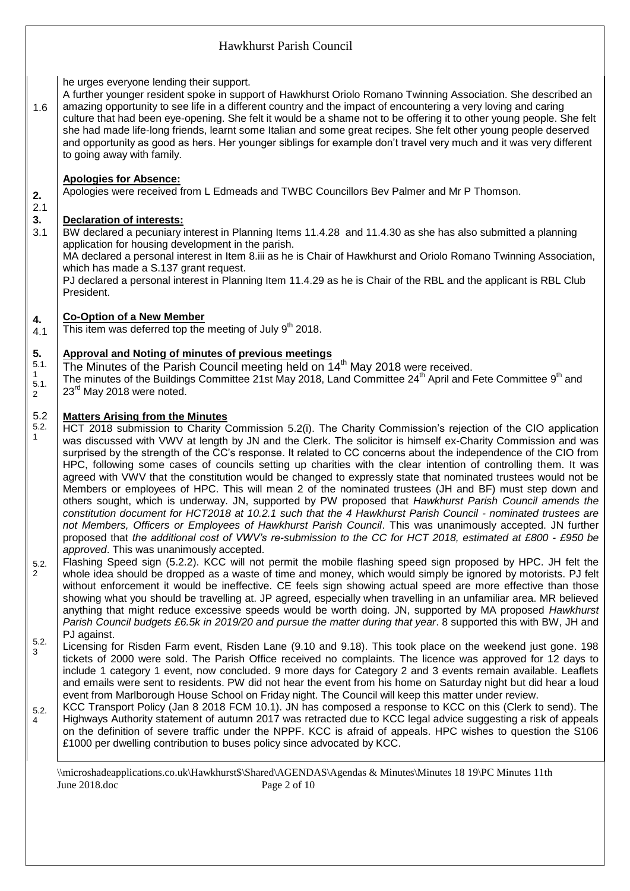he urges everyone lending their support.

1.6 A further younger resident spoke in support of Hawkhurst Oriolo Romano Twinning Association. She described an amazing opportunity to see life in a different country and the impact of encountering a very loving and caring culture that had been eye-opening. She felt it would be a shame not to be offering it to other young people. She felt she had made life-long friends, learnt some Italian and some great recipes. She felt other young people deserved and opportunity as good as hers. Her younger siblings for example don't travel very much and it was very different to going away with family.

**2. Apologies for Absence:**

2.1 Apologies were received from L Edmeads and TWBC Councillors Bev Palmer and Mr P Thomson.

**3. Declaration of interests:**

3.1 BW declared a pecuniary interest in Planning Items 11.4.28 and 11.4.30 as she has also submitted a planning application for housing development in the parish.

MA declared a personal interest in Item 8.iii as he is Chair of Hawkhurst and Oriolo Romano Twinning Association, which has made a S.137 grant request.

PJ declared a personal interest in Planning Item 11.4.29 as he is Chair of the RBL and the applicant is RBL Club President.

**4. Co-Option of a New Member**

4.1 This item was deferred top the meeting of July 9th 2018.

**5. Approval and Noting of minutes of previous meetings**

5.1.1 The Minutes of the Parish Council meeting held on 14th May 2018 were received.

5.1.2 The minutes of the Buildings Committee 21st May 2018, Land Committee 24th April and Fete Committee 9th and 23rd May 2018 were noted.

**5.2 Matters Arising from the Minutes**

5.2.1 HCT 2018 submission to Charity Commission 5.2(i). The Charity Commission's rejection of the CIO application was discussed with VWV at length by JN and the Clerk. The solicitor is himself ex-Charity Commission and was surprised by the strength of the CC's response. It related to CC concerns about the independence of the CIO from HPC, following some cases of councils setting up charities with the clear intention of controlling them. It was agreed with VWV that the constitution would be changed to expressly state that nominated trustees would not be Members or employees of HPC. This will mean 2 of the nominated trustees (JH and BF) must step down and others sought, which is underway. JN, supported by PW proposed that *Hawkhurst Parish Council amends the constitution document for HCT2018 at 10.2.1 such that the 4 Hawkhurst Parish Council - nominated trustees are not Members, Officers or Employees of Hawkhurst Parish Council*. This was unanimously accepted. JN further proposed that *the additional cost of VWV's re-submission to the CC for HCT 2018, estimated at £800 - £950 be approved*. This was unanimously accepted.

5.2.2 Flashing Speed sign (5.2.2). KCC will not permit the mobile flashing speed sign proposed by HPC. JH felt the whole idea should be dropped as a waste of time and money, which would simply be ignored by motorists. PJ felt without enforcement it would be ineffective. CE feels sign showing actual speed are more effective than those showing what you should be travelling at. JP agreed, especially when travelling in an unfamiliar area. MR believed anything that might reduce excessive speeds would be worth doing. JN, supported by MA proposed *Hawkhurst Parish Council budgets £6.5k in 2019/20 and pursue the matter during that year*. 8 supported this with BW, JH and PJ against.

5.2.3 Licensing for Risden Farm event, Risden Lane (9.10 and 9.18). This took place on the weekend just gone. 198 tickets of 2000 were sold. The Parish Office received no complaints. The licence was approved for 12 days to include 1 category 1 event, now concluded. 9 more days for Category 2 and 3 events remain available. Leaflets and emails were sent to residents. PW did not hear the event from his home on Saturday night but did hear a loud event from Marlborough House School on Friday night. The Council will keep this matter under review.

5.2.4 KCC Transport Policy (Jan 8 2018 FCM 10.1). JN has composed a response to KCC on this (Clerk to send). The Highways Authority statement of autumn 2017 was retracted due to KCC legal advice suggesting a risk of appeals on the definition of severe traffic under the NPPF. KCC is afraid of appeals. HPC wishes to question the S106 £1000 per dwelling contribution to buses policy since advocated by KCC.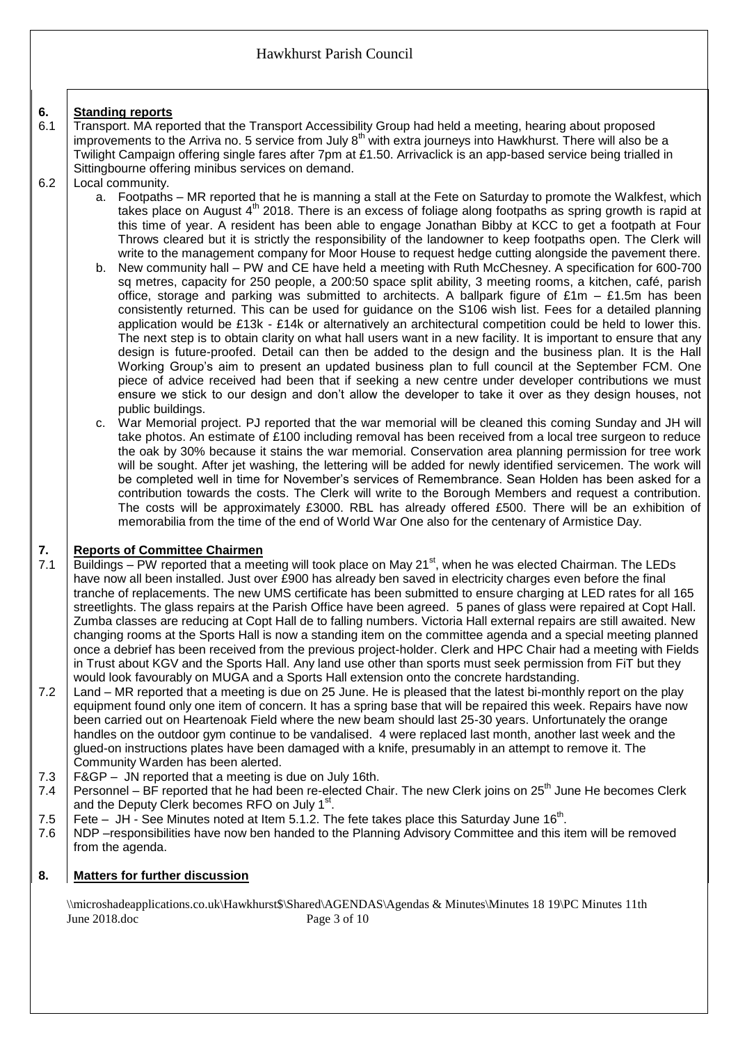**6. Standing reports**

6.1 Transport. MA reported that the Transport Accessibility Group had held a meeting, hearing about proposed improvements to the Arriva no. 5 service from July 8th with extra journeys into Hawkhurst. There will also be a Twilight Campaign offering single fares after 7pm at £1.50. Arrivaclick is an app-based service being trialled in Sittingbourne offering minibus services on demand.

6.2 Local community.

a. Footpaths – MR reported that he is manning a stall at the Fete on Saturday to promote the Walkfest, which takes place on August 4th 2018. There is an excess of foliage along footpaths as spring growth is rapid at this time of year. A resident has been able to engage Jonathan Bibby at KCC to get a footpath at Four Throws cleared but it is strictly the responsibility of the landowner to keep footpaths open. The Clerk will write to the management company for Moor House to request hedge cutting alongside the pavement there.

b. New community hall – PW and CE have held a meeting with Ruth McChesney. A specification for 600-700 sq metres, capacity for 250 people, a 200:50 space split ability, 3 meeting rooms, a kitchen, café, parish office, storage and parking was submitted to architects. A ballpark figure of £1m – £1.5m has been consistently returned. This can be used for guidance on the S106 wish list. Fees for a detailed planning application would be £13k - £14k or alternatively an architectural competition could be held to lower this. The next step is to obtain clarity on what hall users want in a new facility. It is important to ensure that any design is future-proofed. Detail can then be added to the design and the business plan. It is the Hall Working Group's aim to present an updated business plan to full council at the September FCM. One piece of advice received had been that if seeking a new centre under developer contributions we must ensure we stick to our design and don't allow the developer to take it over as they design houses, not public buildings.

c. War Memorial project. PJ reported that the war memorial will be cleaned this coming Sunday and JH will take photos. An estimate of £100 including removal has been received from a local tree surgeon to reduce the oak by 30% because it stains the war memorial. Conservation area planning permission for tree work will be sought. After jet washing, the lettering will be added for newly identified servicemen. The work will be completed well in time for November's services of Remembrance. Sean Holden has been asked for a contribution towards the costs. The Clerk will write to the Borough Members and request a contribution. The costs will be approximately £3000. RBL has already offered £500. There will be an exhibition of memorabilia from the time of the end of World War One also for the centenary of Armistice Day.

**7. Reports of Committee Chairmen**

7.1 Buildings – PW reported that a meeting will took place on May 21st, when he was elected Chairman. The LEDs have now all been installed. Just over £900 has already ben saved in electricity charges even before the final tranche of replacements. The new UMS certificate has been submitted to ensure charging at LED rates for all 165 streetlights. The glass repairs at the Parish Office have been agreed. 5 panes of glass were repaired at Copt Hall. Zumba classes are reducing at Copt Hall de to falling numbers. Victoria Hall external repairs are still awaited. New changing rooms at the Sports Hall is now a standing item on the committee agenda and a special meeting planned once a debrief has been received from the previous project-holder. Clerk and HPC Chair had a meeting with Fields in Trust about KGV and the Sports Hall. Any land use other than sports must seek permission from FiT but they would look favourably on MUGA and a Sports Hall extension onto the concrete hardstanding.

7.2 Land – MR reported that a meeting is due on 25 June. He is pleased that the latest bi-monthly report on the play equipment found only one item of concern. It has a spring base that will be repaired this week. Repairs have now been carried out on Heartenoak Field where the new beam should last 25-30 years. Unfortunately the orange handles on the outdoor gym continue to be vandalised. 4 were replaced last month, another last week and the glued-on instructions plates have been damaged with a knife, presumably in an attempt to remove it. The Community Warden has been alerted.

7.3 F&GP – JN reported that a meeting is due on July 16th.

7.4 Personnel – BF reported that he had been re-elected Chair. The new Clerk joins on 25th June He becomes Clerk and the Deputy Clerk becomes RFO on July 1st.

7.5 Fete – JH - See Minutes noted at Item 5.1.2. The fete takes place this Saturday June 16th.

7.6 NDP –responsibilities have now ben handed to the Planning Advisory Committee and this item will be removed from the agenda.

**8. Matters for further discussion**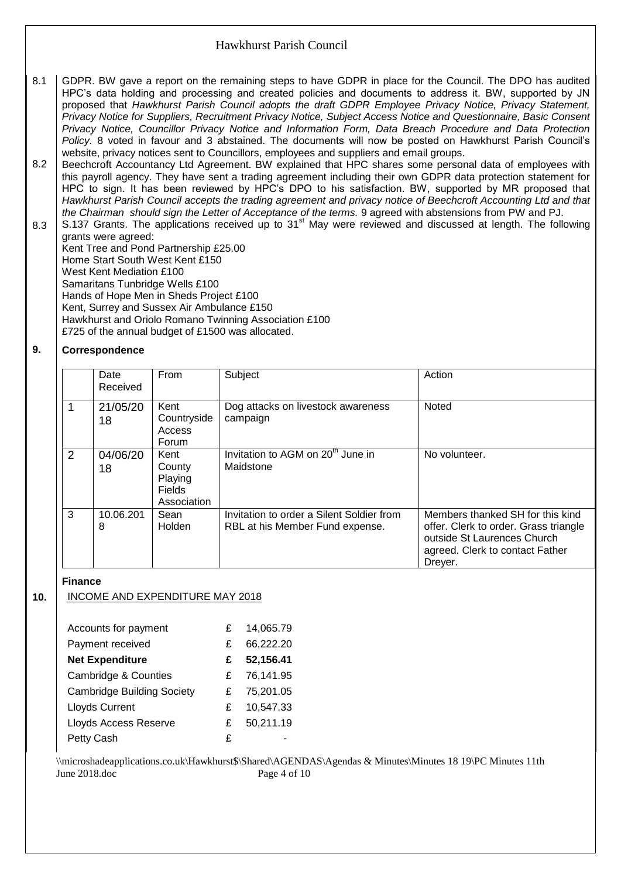Hawkhurst Parish Council

8.1 GDPR. BW gave a report on the remaining steps to have GDPR in place for the Council. The DPO has audited HPC's data holding and processing and created policies and documents to address it. BW, supported by JN proposed that *Hawkhurst Parish Council adopts the draft GDPR Employee Privacy Notice, Privacy Statement, Privacy Notice for Suppliers, Recruitment Privacy Notice, Subject Access Notice and Questionnaire, Basic Consent Privacy Notice, Councillor Privacy Notice and Information Form, Data Breach Procedure and Data Protection Policy.* 8 voted in favour and 3 abstained. The documents will now be posted on Hawkhurst Parish Council's website, privacy notices sent to Councillors, employees and suppliers and email groups.

8.2 Beechcroft Accountancy Ltd Agreement. BW explained that HPC shares some personal data of employees with this payroll agency. They have sent a trading agreement including their own GDPR data protection statement for HPC to sign. It has been reviewed by HPC's DPO to his satisfaction. BW, supported by MR proposed that *Hawkhurst Parish Council accepts the trading agreement and privacy notice of Beechcroft Accounting Ltd and that the Chairman should sign the Letter of Acceptance of the terms.* 9 agreed with abstensions from PW and PJ.

8.3 S.137 Grants. The applications received up to 31st May were reviewed and discussed at length. The following grants were agreed:
Kent Tree and Pond Partnership £25.00
Home Start South West Kent £150
West Kent Mediation £100
Samaritans Tunbridge Wells £100
Hands of Hope Men in Sheds Project £100
Kent, Surrey and Sussex Air Ambulance £150
Hawkhurst and Oriolo Romano Twinning Association £100
£725 of the annual budget of £1500 was allocated.

## 9. Correspondence

| | Date Received | From | Subject | Action |
|---|---|---|---|---|
| 1 | 21/05/2018 | Kent Countryside Access Forum | Dog attacks on livestock awareness campaign | Noted |
| 2 | 04/06/2018 | Kent County Playing Fields Association | Invitation to AGM on 20th June in Maidstone | No volunteer. |
| 3 | 10.06.2018 | Sean Holden | Invitation to order a Silent Soldier from RBL at his Member Fund expense. | Members thanked SH for this kind offer. Clerk to order. Grass triangle outside St Laurences Church agreed. Clerk to contact Father Dreyer. |

## Finance

## 10. INCOME AND EXPENDITURE MAY 2018

| | | |
|---|---|---|
| Accounts for payment | £ | 14,065.79 |
| Payment received | £ | 66,222.20 |
| **Net Expenditure** | **£** | **52,156.41** |
| Cambridge & Counties | £ | 76,141.95 |
| Cambridge Building Society | £ | 75,201.05 |
| Lloyds Current | £ | 10,547.33 |
| Lloyds Access Reserve | £ | 50,211.19 |
| Petty Cash | £ | - |

\\microshadeapplications.co.uk\Hawkhurst$\Shared\AGENDAS\Agendas & Minutes\Minutes 18 19\PC Minutes 11th June 2018.doc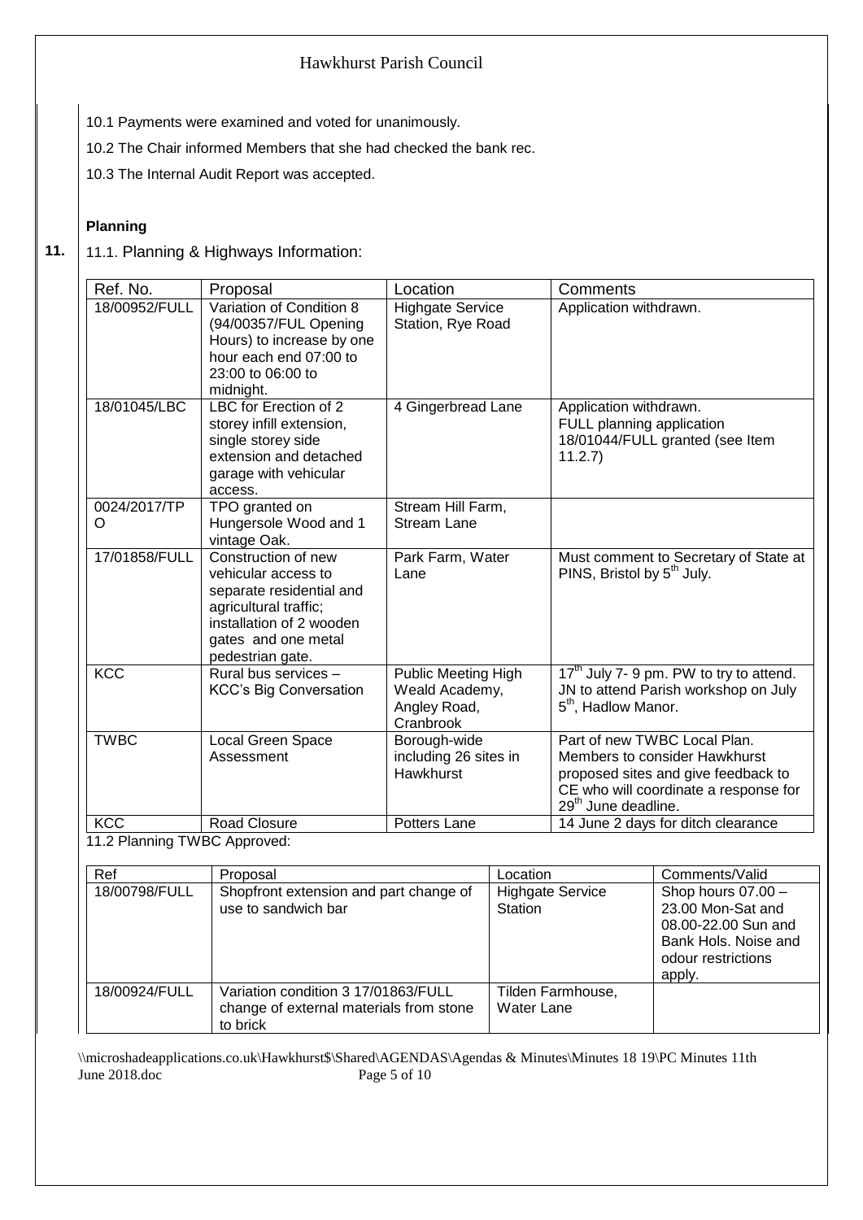10.1 Payments were examined and voted for unanimously.

10.2 The Chair informed Members that she had checked the bank rec.

10.3 The Internal Audit Report was accepted.

**Planning**

**11.** 11.1. Planning & Highways Information:

| Ref. No. | Proposal | Location | Comments |
|---|---|---|---|
| 18/00952/FULL | Variation of Condition 8 (94/00357/FUL Opening Hours) to increase by one hour each end 07:00 to 23:00 to 06:00 to midnight. | Highgate Service Station, Rye Road | Application withdrawn. |
| 18/01045/LBC | LBC for Erection of 2 storey infill extension, single storey side extension and detached garage with vehicular access. | 4 Gingerbread Lane | Application withdrawn. FULL planning application 18/01044/FULL granted (see Item 11.2.7) |
| 0024/2017/TPO | TPO granted on Hungersole Wood and 1 vintage Oak. | Stream Hill Farm, Stream Lane | |
| 17/01858/FULL | Construction of new vehicular access to separate residential and agricultural traffic; installation of 2 wooden gates and one metal pedestrian gate. | Park Farm, Water Lane | Must comment to Secretary of State at PINS, Bristol by 5th July. |
| KCC | Rural bus services – KCC's Big Conversation | Public Meeting High Weald Academy, Angley Road, Cranbrook | 17th July 7- 9 pm. PW to try to attend. JN to attend Parish workshop on July 5th, Hadlow Manor. |
| TWBC | Local Green Space Assessment | Borough-wide including 26 sites in Hawkhurst | Part of new TWBC Local Plan. Members to consider Hawkhurst proposed sites and give feedback to CE who will coordinate a response for 29th June deadline. |
| KCC | Road Closure | Potters Lane | 14 June 2 days for ditch clearance |

11.2 Planning TWBC Approved:

| Ref | Proposal | Location | Comments/Valid |
|---|---|---|---|
| 18/00798/FULL | Shopfront extension and part change of use to sandwich bar | Highgate Service Station | Shop hours 07.00 – 23.00 Mon-Sat and 08.00-22.00 Sun and Bank Hols. Noise and odour restrictions apply. |
| 18/00924/FULL | Variation condition 3 17/01863/FULL change of external materials from stone to brick | Tilden Farmhouse, Water Lane | |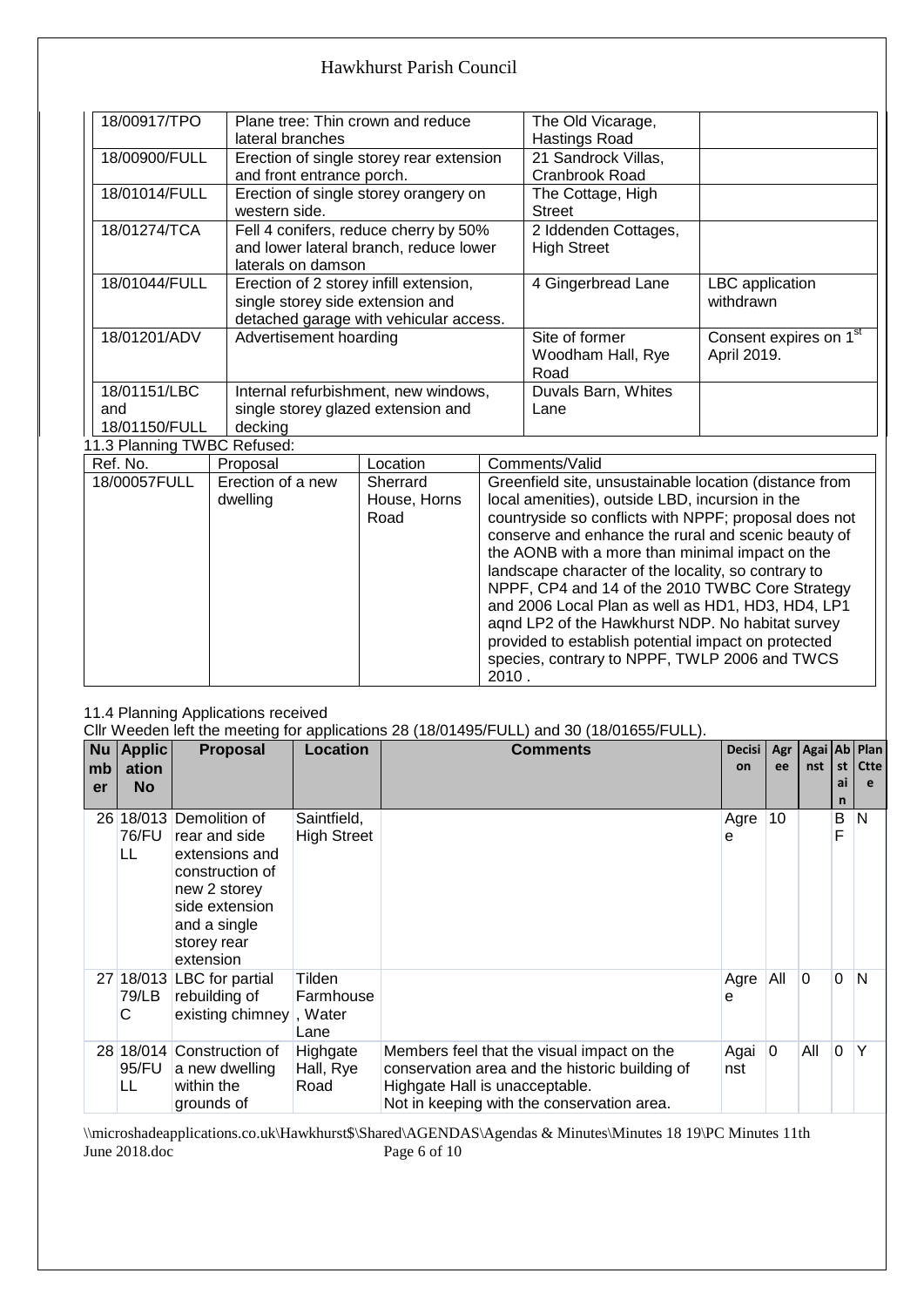| | | | |
|---|---|---|---|
| 18/00917/TPO | Plane tree: Thin crown and reduce lateral branches | The Old Vicarage, Hastings Road | |
| 18/00900/FULL | Erection of single storey rear extension and front entrance porch. | 21 Sandrock Villas, Cranbrook Road | |
| 18/01014/FULL | Erection of single storey orangery on western side. | The Cottage, High Street | |
| 18/01274/TCA | Fell 4 conifers, reduce cherry by 50% and lower lateral branch, reduce lower laterals on damson | 2 Iddenden Cottages, High Street | |
| 18/01044/FULL | Erection of 2 storey infill extension, single storey side extension and detached garage with vehicular access. | 4 Gingerbread Lane | LBC application withdrawn |
| 18/01201/ADV | Advertisement hoarding | Site of former Woodham Hall, Rye Road | Consent expires on 1st April 2019. |
| 18/01151/LBC and 18/01150/FULL | Internal refurbishment, new windows, single storey glazed extension and decking | Duvals Barn, Whites Lane | |

11.3 Planning TWBC Refused:

| Ref. No. | Proposal | Location | Comments/Valid |
|---|---|---|---|
| 18/00057FULL | Erection of a new dwelling | Sherrard House, Horns Road | Greenfield site, unsustainable location (distance from local amenities), outside LBD, incursion in the countryside so conflicts with NPPF; proposal does not conserve and enhance the rural and scenic beauty of the AONB with a more than minimal impact on the landscape character of the locality, so contrary to NPPF, CP4 and 14 of the 2010 TWBC Core Strategy and 2006 Local Plan as well as HD1, HD3, HD4, LP1 aqnd LP2 of the Hawkhurst NDP. No habitat survey provided to establish potential impact on protected species, contrary to NPPF, TWLP 2006 and TWCS 2010 . |

11.4 Planning Applications received

Cllr Weeden left the meeting for applications 28 (18/01495/FULL) and 30 (18/01655/FULL).

| Number | Application No | Proposal | Location | Comments | Decision | Agree | Against | Abstain | Plan Ctte |
|---|---|---|---|---|---|---|---|---|---|
| 26 | 18/01376/FULL | Demolition of rear and side extensions and construction of new 2 storey side extension and a single storey rear extension | Saintfield, High Street | | Agree | 10 | | BF | N |
| 27 | 18/01379/LBC | LBC for partial rebuilding of existing chimney | Tilden Farmhouse, Water Lane | | Agree | All | 0 | 0 | N |
| 28 | 18/01495/FULL | Construction of a new dwelling within the grounds of | Highgate Hall, Rye Road | Members feel that the visual impact on the conservation area and the historic building of Highgate Hall is unacceptable. Not in keeping with the conservation area. | Against | 0 | All | 0 | Y |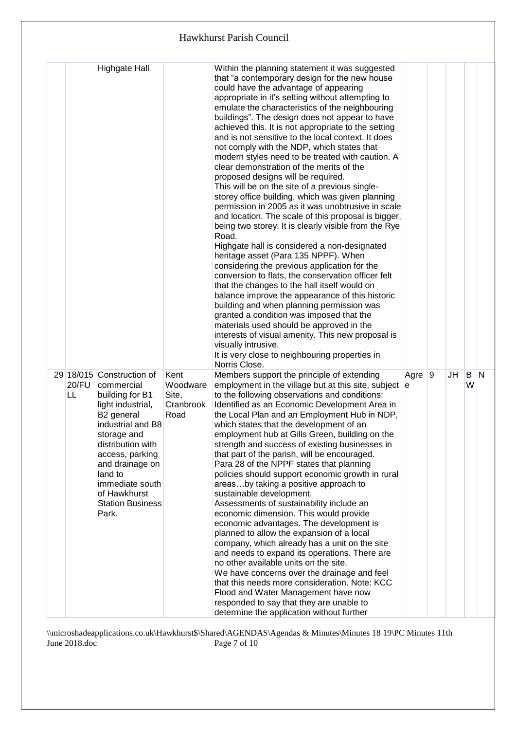| | | | | | | | | | |
|---|---|---|---|---|---|---|---|---|---|
| | | Highgate Hall | | Within the planning statement it was suggested that "a contemporary design for the new house could have the advantage of appearing appropriate in it's setting without attempting to emulate the characteristics of the neighbouring buildings". The design does not appear to have achieved this. It is not appropriate to the setting and is not sensitive to the local context. It does not comply with the NDP, which states that modern styles need to be treated with caution. A clear demonstration of the merits of the proposed designs will be required.<br>This will be on the site of a previous single-storey office building, which was given planning permission in 2005 as it was unobtrusive in scale and location. The scale of this proposal is bigger, being two storey. It is clearly visible from the Rye Road.<br>Highgate hall is considered a non-designated heritage asset (Para 135 NPPF). When considering the previous application for the conversion to flats, the conservation officer felt that the changes to the hall itself would on balance improve the appearance of this historic building and when planning permission was granted a condition was imposed that the materials used should be approved in the interests of visual amenity. This new proposal is visually intrusive.<br>It is very close to neighbouring properties in Norris Close. | | | | | |
| 29 | 18/015 20/FULL | Construction of commercial building for B1 light industrial, B2 general industrial and B8 storage and distribution with access, parking and drainage on land to immediate south of Hawkhurst Station Business Park. | Kent Woodware Site, Cranbrook Road | Members support the principle of extending employment in the village but at this site, subject to the following observations and conditions:<br>Identified as an Economic Development Area in the Local Plan and an Employment Hub in NDP, which states that the development of an employment hub at Gills Green, building on the strength and success of existing businesses in that part of the parish, will be encouraged.<br>Para 28 of the NPPF states that planning policies should support economic growth in rural areas…by taking a positive approach to sustainable development.<br>Assessments of sustainability include an economic dimension. This would provide economic advantages. The development is planned to allow the expansion of a local company, which already has a unit on the site and needs to expand its operations. There are no other available units on the site.<br>We have concerns over the drainage and feel that this needs more consideration. Note: KCC Flood and Water Management have now responded to say that they are unable to determine the application without further | Agree | 9 | JH | BW | N |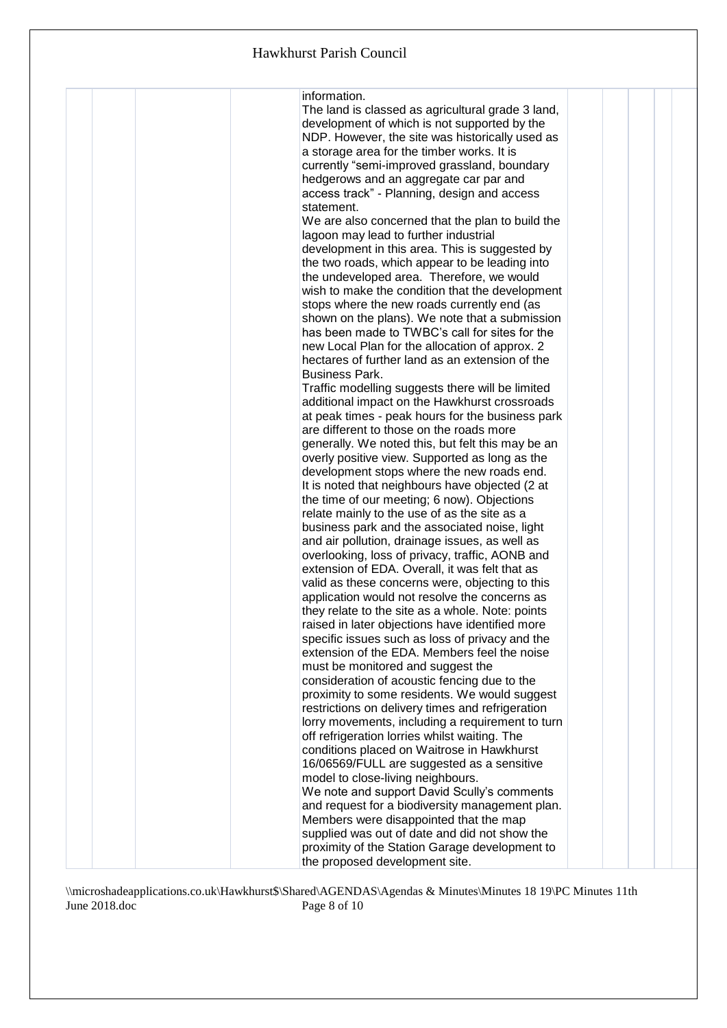| | | | | | | | |
|---|---|---|---|---|---|---|---|
| | | | information.<br>The land is classed as agricultural grade 3 land, development of which is not supported by the NDP. However, the site was historically used as a storage area for the timber works. It is currently "semi-improved grassland, boundary hedgerows and an aggregate car par and access track" - Planning, design and access statement.<br>We are also concerned that the plan to build the lagoon may lead to further industrial development in this area. This is suggested by the two roads, which appear to be leading into the undeveloped area. Therefore, we would wish to make the condition that the development stops where the new roads currently end (as shown on the plans). We note that a submission has been made to TWBC's call for sites for the new Local Plan for the allocation of approx. 2 hectares of further land as an extension of the Business Park.<br>Traffic modelling suggests there will be limited additional impact on the Hawkhurst crossroads at peak times - peak hours for the business park are different to those on the roads more generally. We noted this, but felt this may be an overly positive view. Supported as long as the development stops where the new roads end.<br>It is noted that neighbours have objected (2 at the time of our meeting; 6 now). Objections relate mainly to the use of as the site as a business park and the associated noise, light and air pollution, drainage issues, as well as overlooking, loss of privacy, traffic, AONB and extension of EDA. Overall, it was felt that as valid as these concerns were, objecting to this application would not resolve the concerns as they relate to the site as a whole. Note: points raised in later objections have identified more specific issues such as loss of privacy and the extension of the EDA. Members feel the noise must be monitored and suggest the consideration of acoustic fencing due to the proximity to some residents. We would suggest restrictions on delivery times and refrigeration lorry movements, including a requirement to turn off refrigeration lorries whilst waiting. The conditions placed on Waitrose in Hawkhurst 16/06569/FULL are suggested as a sensitive model to close-living neighbours.<br>We note and support David Scully's comments and request for a biodiversity management plan. Members were disappointed that the map supplied was out of date and did not show the proximity of the Station Garage development to the proposed development site. | | | | |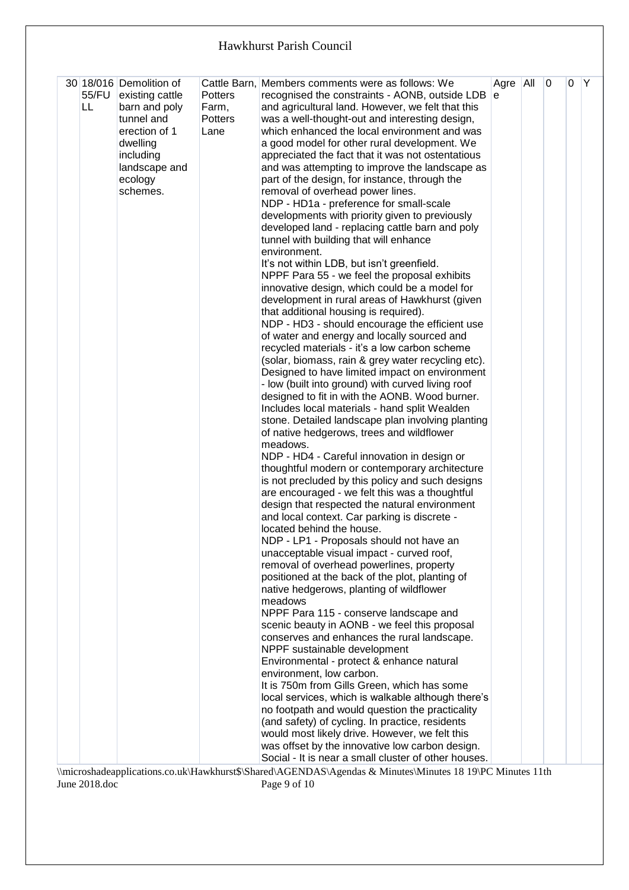| 30 | 18/016 55/FULL | Demolition of existing cattle barn and poly tunnel and erection of 1 dwelling including landscape and ecology schemes. | Cattle Barn, Potters Farm, Potters Lane | Members comments were as follows: We recognised the constraints - AONB, outside LDB and agricultural land. However, we felt that this was a well-thought-out and interesting design, which enhanced the local environment and was a good model for other rural development. We appreciated the fact that it was not ostentatious and was attempting to improve the landscape as part of the design, for instance, through the removal of overhead power lines.<br>NDP - HD1a - preference for small-scale developments with priority given to previously developed land - replacing cattle barn and poly tunnel with building that will enhance environment.<br>It's not within LDB, but isn't greenfield.<br>NPPF Para 55 - we feel the proposal exhibits innovative design, which could be a model for development in rural areas of Hawkhurst (given that additional housing is required).<br>NDP - HD3 - should encourage the efficient use of water and energy and locally sourced and recycled materials - it's a low carbon scheme (solar, biomass, rain & grey water recycling etc). Designed to have limited impact on environment - low (built into ground) with curved living roof designed to fit in with the AONB. Wood burner. Includes local materials - hand split Wealden stone. Detailed landscape plan involving planting of native hedgerows, trees and wildflower meadows.<br>NDP - HD4 - Careful innovation in design or thoughtful modern or contemporary architecture is not precluded by this policy and such designs are encouraged - we felt this was a thoughtful design that respected the natural environment and local context. Car parking is discrete - located behind the house.<br>NDP - LP1 - Proposals should not have an unacceptable visual impact - curved roof, removal of overhead powerlines, property positioned at the back of the plot, planting of native hedgerows, planting of wildflower meadows<br>NPPF Para 115 - conserve landscape and scenic beauty in AONB - we feel this proposal conserves and enhances the rural landscape.<br>NPPF sustainable development<br>Environmental - protect & enhance natural environment, low carbon.<br>It is 750m from Gills Green, which has some local services, which is walkable although there's no footpath and would question the practicality (and safety) of cycling. In practice, residents would most likely drive. However, we felt this was offset by the innovative low carbon design.<br>Social - It is near a small cluster of other houses. | Agree | All | 0 | 0 | Y |

\\microshadeapplications.co.uk\Hawkhurst$\Shared\AGENDAS\Agendas & Minutes\Minutes 18 19\PC Minutes 11th June 2018.doc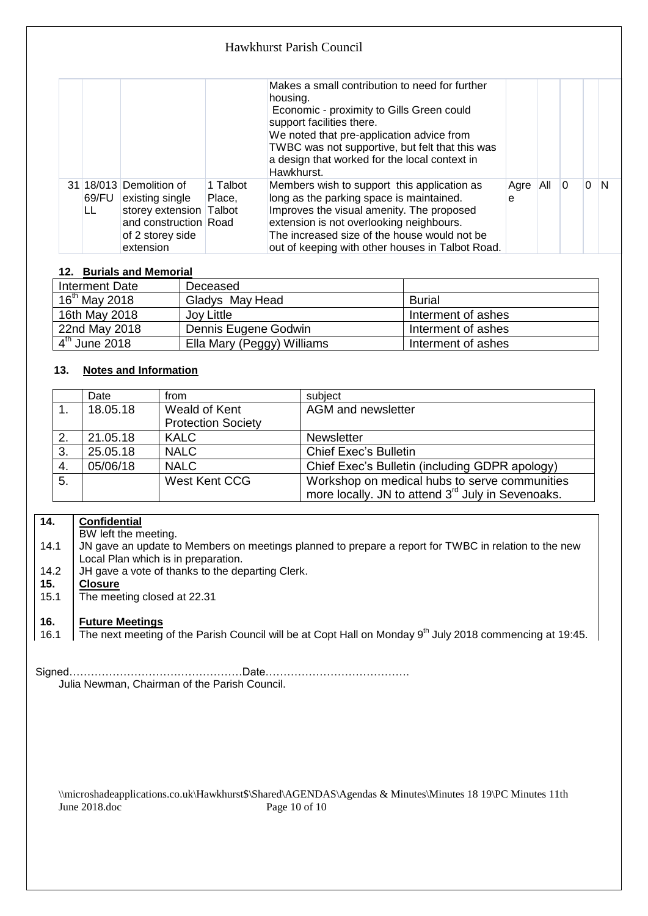| | | | | | | | | | |
|---|---|---|---|---|---|---|---|---|---|
| | | | | Makes a small contribution to need for further housing. Economic - proximity to Gills Green could support facilities there. We noted that pre-application advice from TWBC was not supportive, but felt that this was a design that worked for the local context in Hawkhurst. | | | | | |
| 31 | 18/01369/FULL | Demolition of existing single storey extension and construction of 2 storey side extension | 1 Talbot Place, Talbot Road | Members wish to support this application as long as the parking space is maintained. Improves the visual amenity. The proposed extension is not overlooking neighbours. The increased size of the house would not be out of keeping with other houses in Talbot Road. | Agree | All | 0 | 0 | N |

### 12. Burials and Memorial

| Interment Date | Deceased | |
|---|---|---|
| 16th May 2018 | Gladys May Head | Burial |
| 16th May 2018 | Joy Little | Interment of ashes |
| 22nd May 2018 | Dennis Eugene Godwin | Interment of ashes |
| 4th June 2018 | Ella Mary (Peggy) Williams | Interment of ashes |

### 13. Notes and Information

| | Date | from | subject |
|---|---|---|---|
| 1. | 18.05.18 | Weald of Kent Protection Society | AGM and newsletter |
| 2. | 21.05.18 | KALC | Newsletter |
| 3. | 25.05.18 | NALC | Chief Exec's Bulletin |
| 4. | 05/06/18 | NALC | Chief Exec's Bulletin (including GDPR apology) |
| 5. | | West Kent CCG | Workshop on medical hubs to serve communities more locally. JN to attend 3rd July in Sevenoaks. |

**14. Confidential**

BW left the meeting.

14.1 JN gave an update to Members on meetings planned to prepare a report for TWBC in relation to the new Local Plan which is in preparation.

14.2 JH gave a vote of thanks to the departing Clerk.

**15. Closure**

15.1 The meeting closed at 22.31

**16. Future Meetings**

16.1 The next meeting of the Parish Council will be at Copt Hall on Monday 9th July 2018 commencing at 19:45.

Signed…………………………………………Date…………………………………

Julia Newman, Chairman of the Parish Council.